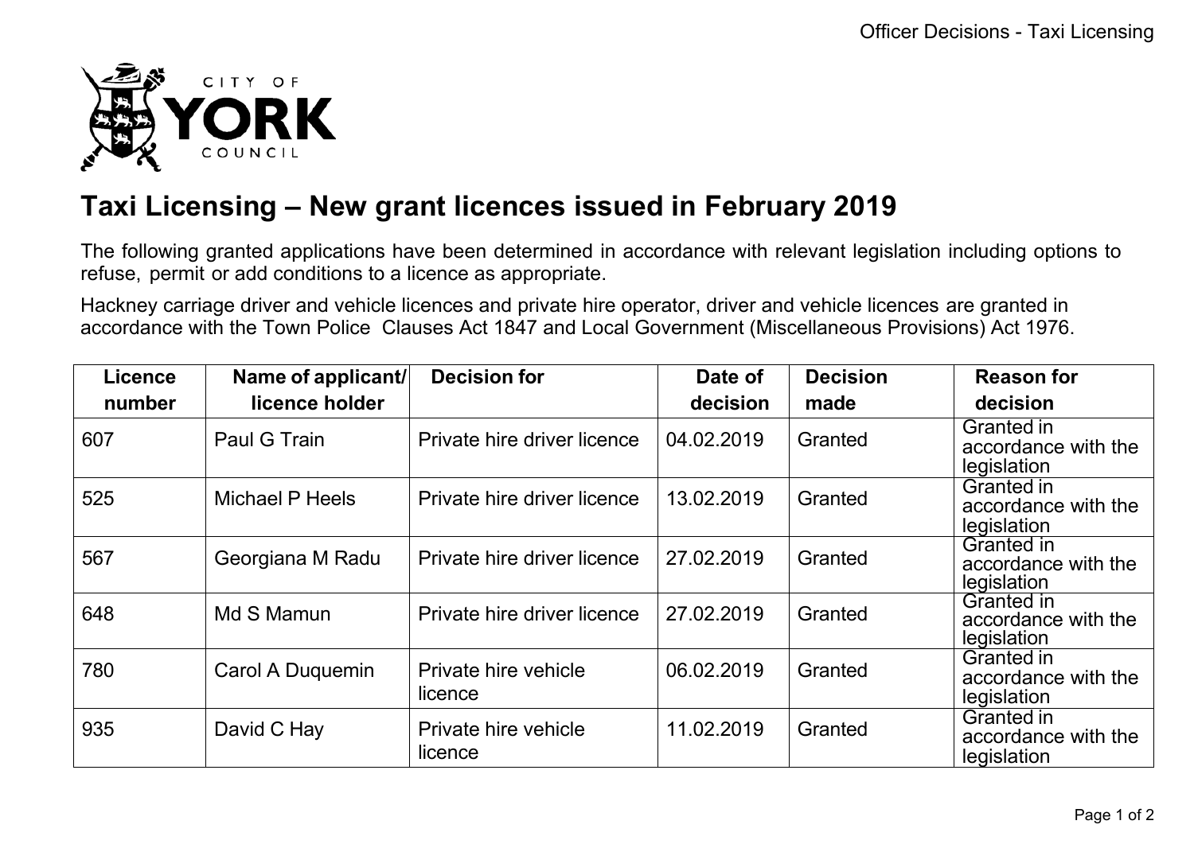# Taxi Licensing – New grant licences issued in February 2019

The following granted applications have been determined in accordance with relevant legislation including options to refuse, permit or add conditions to a licence as appropriate.

Hackney carriage driver and vehicle licences and private hire operator, driver and vehicle licences are granted in accordance with the Town Police Clauses Act 1847 and Local Government (Miscellaneous Provisions) Act 1976.

| Licence number | Name of applicant/ licence holder | Decision for | Date of decision | Decision made | Reason for decision |
|---|---|---|---|---|---|
| 607 | Paul G Train | Private hire driver licence | 04.02.2019 | Granted | Granted in accordance with the legislation |
| 525 | Michael P Heels | Private hire driver licence | 13.02.2019 | Granted | Granted in accordance with the legislation |
| 567 | Georgiana M Radu | Private hire driver licence | 27.02.2019 | Granted | Granted in accordance with the legislation |
| 648 | Md S Mamun | Private hire driver licence | 27.02.2019 | Granted | Granted in accordance with the legislation |
| 780 | Carol A Duquemin | Private hire vehicle licence | 06.02.2019 | Granted | Granted in accordance with the legislation |
| 935 | David C Hay | Private hire vehicle licence | 11.02.2019 | Granted | Granted in accordance with the legislation |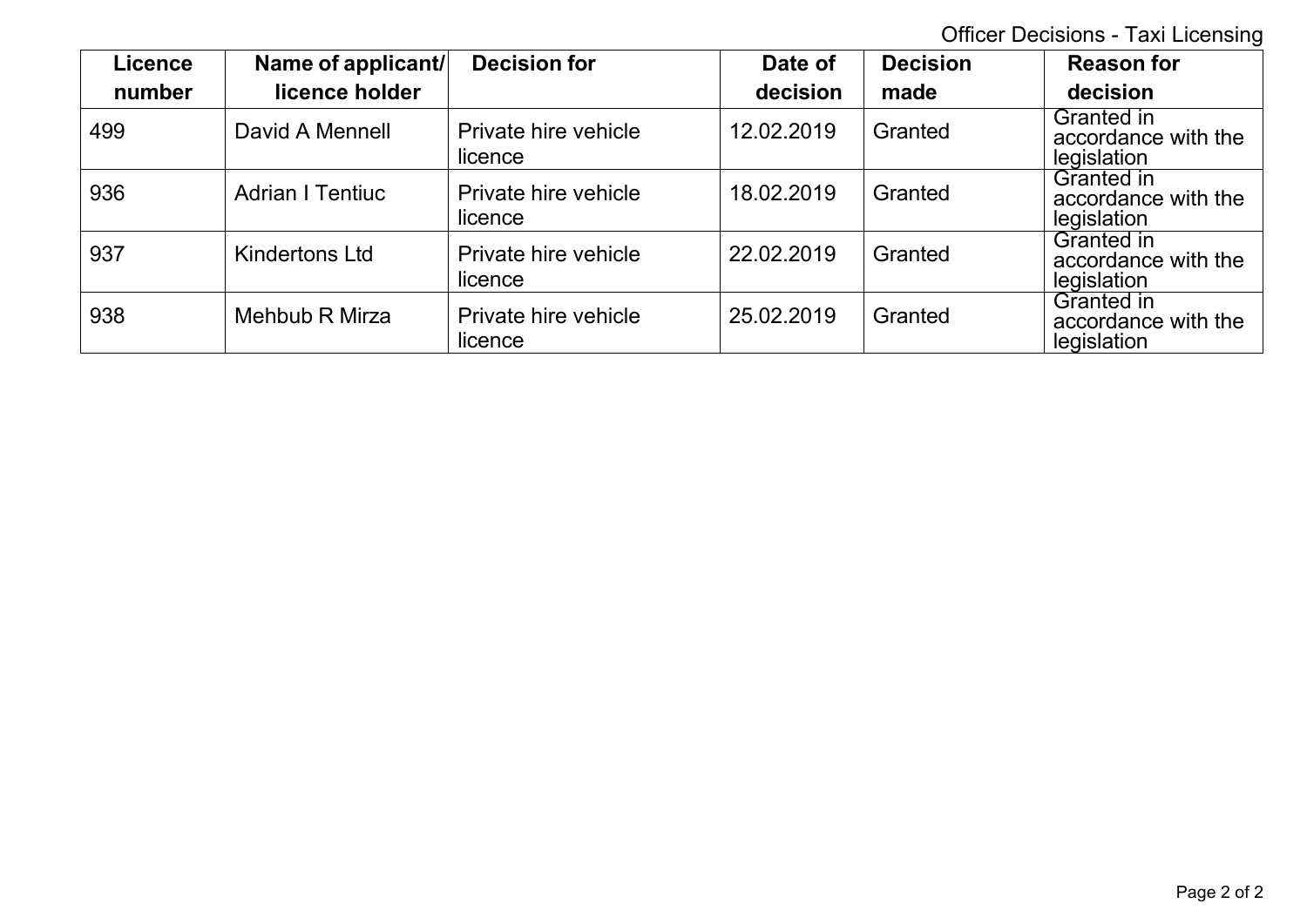| Licence number | Name of applicant/ licence holder | Decision for | Date of decision | Decision made | Reason for decision |
|---|---|---|---|---|---|
| 499 | David A Mennell | Private hire vehicle licence | 12.02.2019 | Granted | Granted in accordance with the legislation |
| 936 | Adrian I Tentiuc | Private hire vehicle licence | 18.02.2019 | Granted | Granted in accordance with the legislation |
| 937 | Kindertons Ltd | Private hire vehicle licence | 22.02.2019 | Granted | Granted in accordance with the legislation |
| 938 | Mehbub R Mirza | Private hire vehicle licence | 25.02.2019 | Granted | Granted in accordance with the legislation |